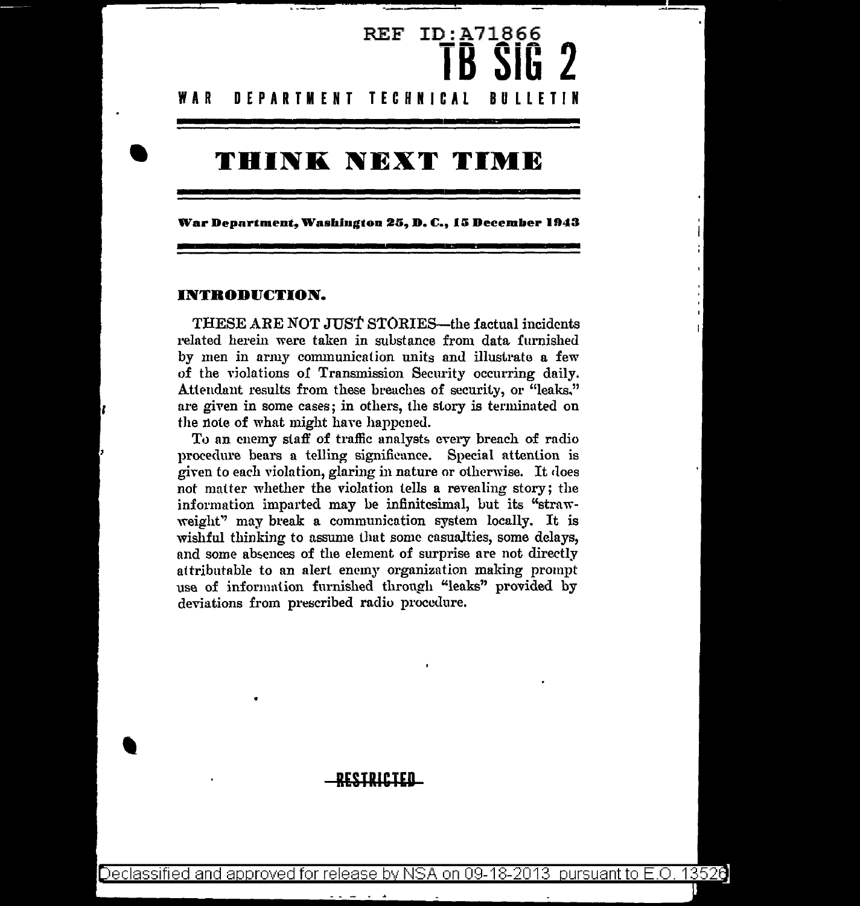REF ID:A71866

# TB SIG 2

WAR DEPARTMENT TECHNICAL BULLETIN

# THINK NEXT TIME

**War Department, Washington 25, D. C., 15 December 1943**

## INTRODUCTION.

THESE ARE NOT JUST STORIES—the factual incidents related herein were taken in substance from data furnished by men in army communication units and illustrate a few of the violations of Transmission Security occurring daily. Attendant results from these breaches of security, or "leaks," are given in some cases; in others, the story is terminated on the note of what might have happened.

To an enemy staff of traffic analysts every breach of radio procedure bears a telling significance. Special attention is given to each violation, glaring in nature or otherwise. It does not matter whether the violation tells a revealing story; the information imparted may be infinitesimal, but its "straw-weight" may break a communication system locally. It is wishful thinking to assume that some casualties, some delays, and some absences of the element of surprise are not directly attributable to an alert enemy organization making prompt use of information furnished through "leaks" provided by deviations from prescribed radio procedure.

RESTRICTED

Declassified and approved for release by NSA on 09-18-2013 pursuant to E.O. 13526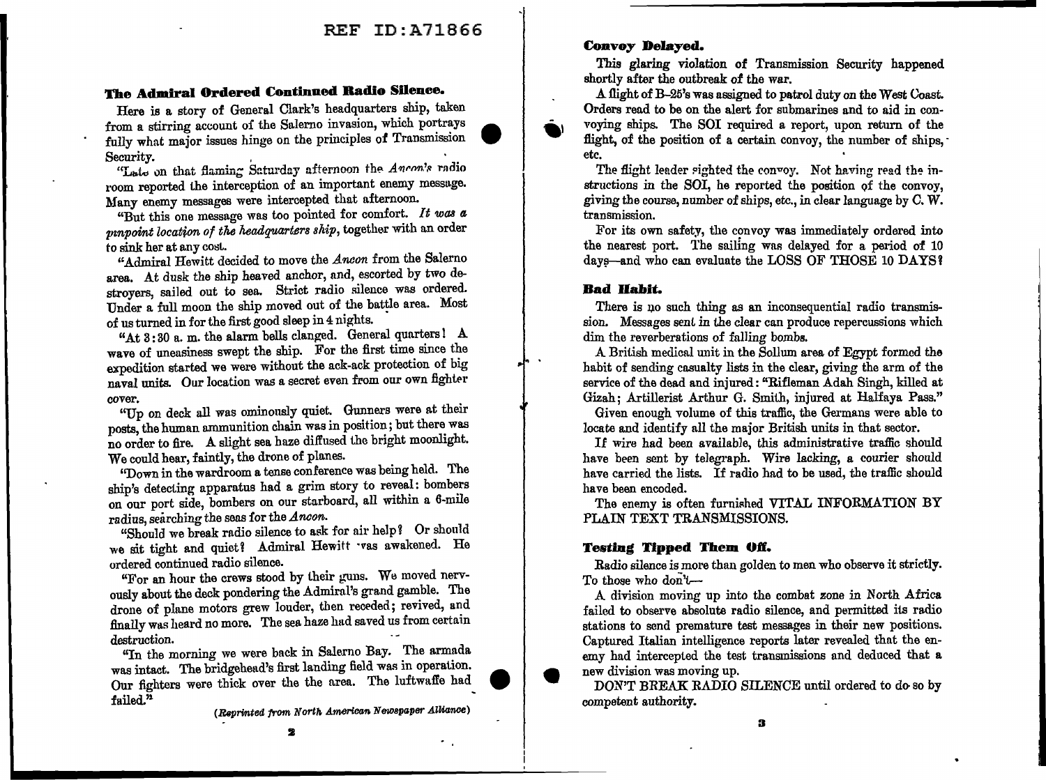### The Admiral Ordered Continued Radio Silence.

Here is a story of General Clark's headquarters ship, taken from a stirring account of the Salerno invasion, which portrays fully what major issues hinge on the principles of Transmission Security.

"Late on that flaming Saturday afternoon the *Ancon's* radio room reported the interception of an important enemy message. Many enemy messages were intercepted that afternoon.

"But this one message was too pointed for comfort. *It was a pinpoint location of the headquarters ship*, together with an order to sink her at any cost.

"Admiral Hewitt decided to move the *Ancon* from the Salerno area. At dusk the ship heaved anchor, and, escorted by two destroyers, sailed out to sea. Strict radio silence was ordered. Under a full moon the ship moved out of the battle area. Most of us turned in for the first good sleep in 4 nights.

"At 3:30 a. m. the alarm bells clanged. General quarters! A wave of uneasiness swept the ship. For the first time since the expedition started we were without the ack-ack protection of big naval units. Our location was a secret even from our own fighter cover.

"Up on deck all was ominously quiet. Gunners were at their posts, the human ammunition chain was in position; but there was no order to fire. A slight sea haze diffused the bright moonlight. We could hear, faintly, the drone of planes.

"Down in the wardroom a tense conference was being held. The ship's detecting apparatus had a grim story to reveal: bombers on our port side, bombers on our starboard, all within a 6-mile radius, searching the seas for the *Ancon*.

"Should we break radio silence to ask for air help? Or should we sit tight and quiet? Admiral Hewitt was awakened. He ordered continued radio silence.

"For an hour the crews stood by their guns. We moved nervously about the deck pondering the Admiral's grand gamble. The drone of plane motors grew louder, then receded; revived, and finally was heard no more. The sea haze had saved us from certain destruction.

"In the morning we were back in Salerno Bay. The armada was intact. The bridgehead's first landing field was in operation. Our fighters were thick over the the area. The luftwaffe had failed."

*(Reprinted from North American Newspaper Alliance)*

### Convoy Delayed.

This glaring violation of Transmission Security happened shortly after the outbreak of the war.

A flight of B-25's was assigned to patrol duty on the West Coast. Orders read to be on the alert for submarines and to aid in convoying ships. The SOI required a report, upon return of the flight, of the position of a certain convoy, the number of ships, etc.

The flight leader sighted the convoy. Not having read the instructions in the SOI, he reported the position of the convoy, giving the course, number of ships, etc., in clear language by C. W. transmission.

For its own safety, the convoy was immediately ordered into the nearest port. The sailing was delayed for a period of 10 days—and who can evaluate the LOSS OF THOSE 10 DAYS?

### Bad Habit.

There is no such thing as an inconsequential radio transmission. Messages sent in the clear can produce repercussions which dim the reverberations of falling bombs.

A British medical unit in the Sollum area of Egypt formed the habit of sending casualty lists in the clear, giving the arm of the service of the dead and injured: "Rifleman Adah Singh, killed at Gizah; Artillerist Arthur G. Smith, injured at Halfaya Pass."

Given enough volume of this traffic, the Germans were able to locate and identify all the major British units in that sector.

If wire had been available, this administrative traffic should have been sent by telegraph. Wire lacking, a courier should have carried the lists. If radio had to be used, the traffic should have been encoded.

The enemy is often furnished VITAL INFORMATION BY PLAIN TEXT TRANSMISSIONS.

### Testing Tipped Them Off.

Radio silence is more than golden to men who observe it strictly. To those who don't—

A division moving up into the combat zone in North Africa failed to observe absolute radio silence, and permitted its radio stations to send premature test messages in their new positions. Captured Italian intelligence reports later revealed that the enemy had intercepted the test transmissions and deduced that a new division was moving up.

DON'T BREAK RADIO SILENCE until ordered to do so by competent authority.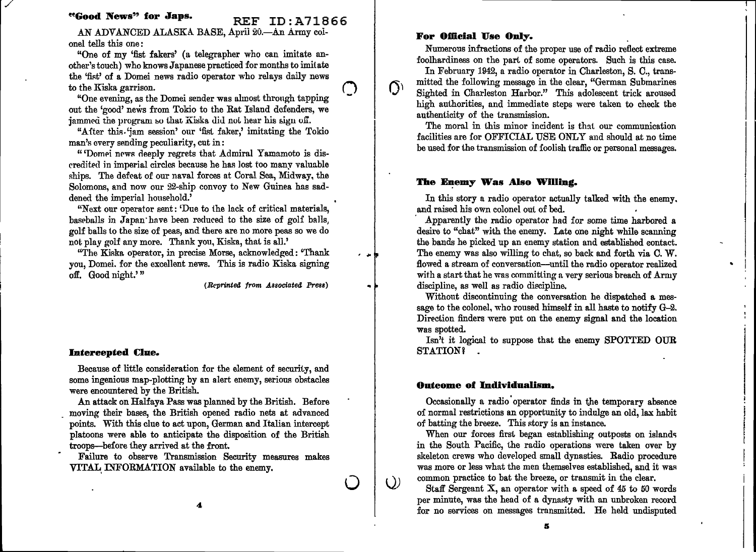## "Good News" for Japs.

AN ADVANCED ALASKA BASE, April 20.—An Army colonel tells this one:

"One of my 'fist fakers' (a telegrapher who can imitate another's touch) who knows Japanese practiced for months to imitate the 'fist' of a Domei news radio operator who relays daily news to the Kiska garrison.

"One evening, as the Domei sender was almost through tapping out the 'good' news from Tokio to the Rat Island defenders, we jammed the program so that Kiska did not hear his sign off.

"After this 'jam session' our 'fist faker,' imitating the Tokio man's every sending peculiarity, cut in:

"'Domei news deeply regrets that Admiral Yamamoto is discredited in imperial circles because he has lost too many valuable ships. The defeat of our naval forces at Coral Sea, Midway, the Solomons, and now our 22-ship convoy to New Guinea has saddened the imperial household.'

"Next our operator sent: 'Due to the lack of critical materials, baseballs in Japan have been reduced to the size of golf balls, golf balls to the size of peas, and there are no more peas so we do not play golf any more. Thank you, Kiska, that is all.'

"The Kiska operator, in precise Morse, acknowledged: 'Thank you, Domei. for the excellent news. This is radio Kiska signing off. Good night.'"

*(Reprinted from Associated Press)*

## Intercepted Clue.

Because of little consideration for the element of security, and some ingenious map-plotting by an alert enemy, serious obstacles were encountered by the British.

An attack on Halfaya Pass was planned by the British. Before moving their bases, the British opened radio nets at advanced points. With this clue to act upon, German and Italian intercept platoons were able to anticipate the disposition of the British troops—before they arrived at the front.

Failure to observe Transmission Security measures makes VITAL INFORMATION available to the enemy.

## For Official Use Only.

Numerous infractions of the proper use of radio reflect extreme foolhardiness on the part of some operators. Such is this case.

In February 1942, a radio operator in Charleston, S. C., transmitted the following message in the clear, "German Submarines Sighted in Charleston Harbor." This adolescent trick aroused high authorities, and immediate steps were taken to check the authenticity of the transmission.

The moral in this minor incident is that our communication facilities are for OFFICIAL USE ONLY and should at no time be used for the transmission of foolish traffic or personal messages.

## The Enemy Was Also Willing.

In this story a radio operator actually talked with the enemy, and raised his own colonel out of bed.

Apparently the radio operator had for some time harbored a desire to "chat" with the enemy. Late one night while scanning the bands he picked up an enemy station and established contact. The enemy was also willing to chat, so back and forth via C. W. flowed a stream of conversation—until the radio operator realized with a start that he was committing a very serious breach of Army discipline, as well as radio discipline.

Without discontinuing the conversation he dispatched a message to the colonel, who roused himself in all haste to notify G–2. Direction finders were put on the enemy signal and the location was spotted.

Isn't it logical to suppose that the enemy SPOTTED OUR STATION?

## Outcome of Individualism.

Occasionally a radio operator finds in the temporary absence of normal restrictions an opportunity to indulge an old, lax habit of batting the breeze. This story is an instance.

When our forces first began establishing outposts on islands in the South Pacific, the radio operations were taken over by skeleton crews who developed small dynasties. Radio procedure was more or less what the men themselves established, and it was common practice to bat the breeze, or transmit in the clear.

Staff Sergeant X, an operator with a speed of 45 to 50 words per minute, was the head of a dynasty with an unbroken record for no services on messages transmitted. He held undisputed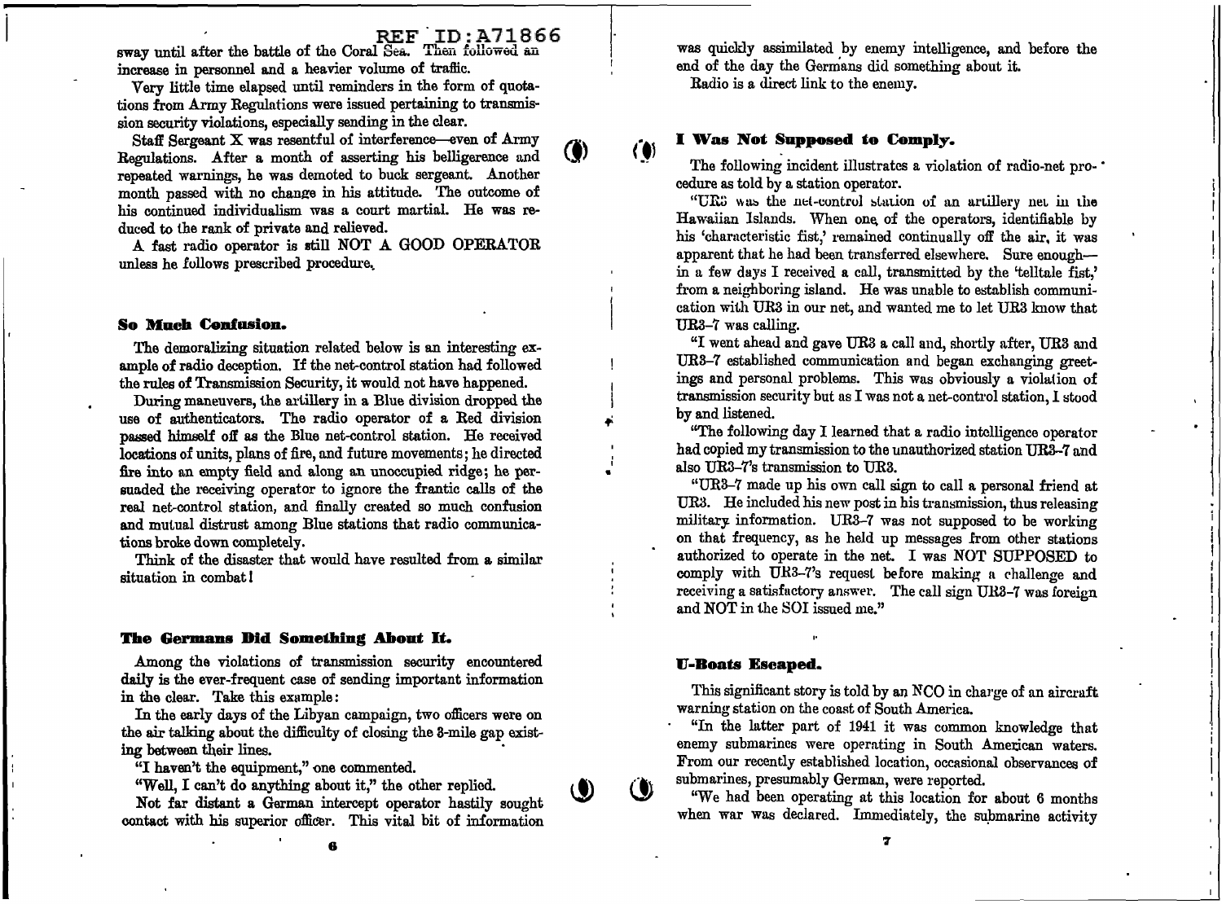sway until after the battle of the Coral Sea. Then followed an increase in personnel and a heavier volume of traffic.

Very little time elapsed until reminders in the form of quotations from Army Regulations were issued pertaining to transmission security violations, especially sending in the clear.

Staff Sergeant X was resentful of interference—even of Army Regulations. After a month of asserting his belligerence and repeated warnings, he was demoted to buck sergeant. Another month passed with no change in his attitude. The outcome of his continued individualism was a court martial. He was reduced to the rank of private and relieved.

A fast radio operator is still NOT A GOOD OPERATOR unless he follows prescribed procedure.

### So Much Confusion.

The demoralizing situation related below is an interesting example of radio deception. If the net-control station had followed the rules of Transmission Security, it would not have happened.

During maneuvers, the artillery in a Blue division dropped the use of authenticators. The radio operator of a Red division passed himself off as the Blue net-control station. He received locations of units, plans of fire, and future movements; he directed fire into an empty field and along an unoccupied ridge; he persuaded the receiving operator to ignore the frantic calls of the real net-control station, and finally created so much confusion and mutual distrust among Blue stations that radio communications broke down completely.

Think of the disaster that would have resulted from a similar situation in combat!

### The Germans Did Something About It.

Among the violations of transmission security encountered daily is the ever-frequent case of sending important information in the clear. Take this example:

In the early days of the Libyan campaign, two officers were on the air talking about the difficulty of closing the 3-mile gap existing between their lines.

"I haven't the equipment," one commented.

"Well, I can't do anything about it," the other replied.

Not far distant a German intercept operator hastily sought contact with his superior officer. This vital bit of information was quickly assimilated by enemy intelligence, and before the end of the day the Germans did something about it.

Radio is a direct link to the enemy.

### I Was Not Supposed to Comply.

The following incident illustrates a violation of radio-net procedure as told by a station operator.

"UR3 was the net-control station of an artillery net in the Hawaiian Islands. When one of the operators, identifiable by his 'characteristic fist,' remained continually off the air, it was apparent that he had been transferred elsewhere. Sure enough—in a few days I received a call, transmitted by the 'telltale fist,' from a neighboring island. He was unable to establish communication with UR3 in our net, and wanted me to let UR3 know that UR3–7 was calling.

"I went ahead and gave UR3 a call and, shortly after, UR3 and UR3–7 established communication and began exchanging greetings and personal problems. This was obviously a violation of transmission security but as I was not a net-control station, I stood by and listened.

"The following day I learned that a radio intelligence operator had copied my transmission to the unauthorized station UR3–7 and also UR3–7's transmission to UR3.

"UR3–7 made up his own call sign to call a personal friend at UR3. He included his new post in his transmission, thus releasing military information. UR3–7 was not supposed to be working on that frequency, as he held up messages from other stations authorized to operate in the net. I was NOT SUPPOSED to comply with UR3–7's request before making a challenge and receiving a satisfactory answer. The call sign UR3–7 was foreign and NOT in the SOI issued me."

### U-Boats Escaped.

This significant story is told by an NCO in charge of an aircraft warning station on the coast of South America.

"In the latter part of 1941 it was common knowledge that enemy submarines were operating in South American waters. From our recently established location, occasional observances of submarines, presumably German, were reported.

"We had been operating at this location for about 6 months when war was declared. Immediately, the submarine activity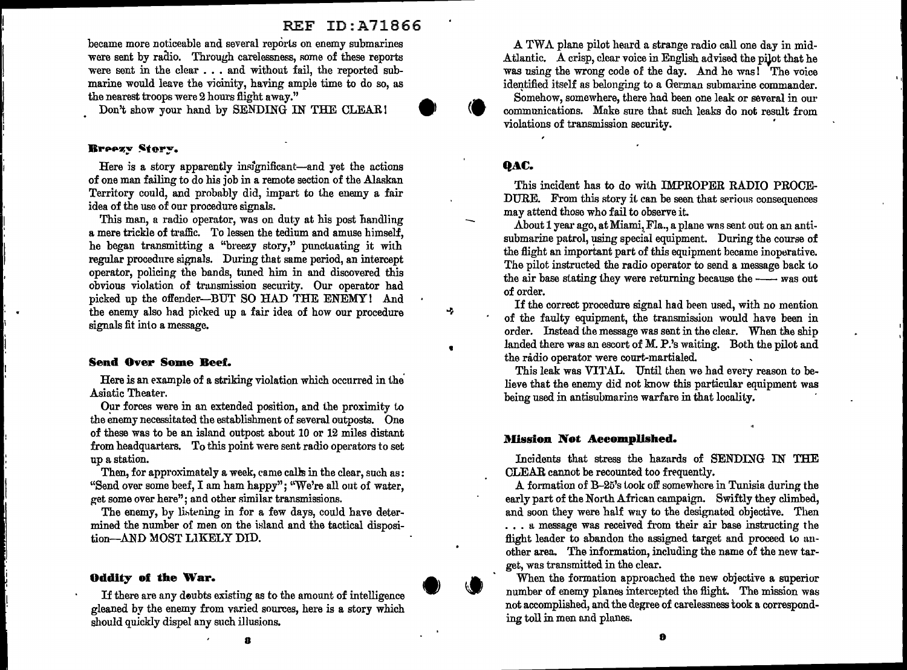became more noticeable and several reports on enemy submarines were sent by radio. Through carelessness, some of these reports were sent in the clear . . . and without fail, the reported submarine would leave the vicinity, having ample time to do so, as the nearest troops were 2 hours flight away."

Don't show your hand by SENDING IN THE CLEAR!

### Breezy Story.

Here is a story apparently insignificant—and yet the actions of one man failing to do his job in a remote section of the Alaskan Territory could, and probably did, impart to the enemy a fair idea of the use of our procedure signals.

This man, a radio operator, was on duty at his post handling a mere trickle of traffic. To lessen the tedium and amuse himself, he began transmitting a "breezy story," punctuating it with regular procedure signals. During that same period, an intercept operator, policing the bands, tuned him in and discovered this obvious violation of transmission security. Our operator had picked up the offender—BUT SO HAD THE ENEMY! And the enemy also had picked up a fair idea of how our procedure signals fit into a message.

### Send Over Some Beef.

Here is an example of a striking violation which occurred in the Asiatic Theater.

Our forces were in an extended position, and the proximity to the enemy necessitated the establishment of several outposts. One of these was to be an island outpost about 10 or 12 miles distant from headquarters. To this point were sent radio operators to set up a station.

Then, for approximately a week, came calls in the clear, such as: "Send over some beef, I am ham happy"; "We're all out of water, get some over here"; and other similar transmissions.

The enemy, by listening in for a few days, could have determined the number of men on the island and the tactical disposition—AND MOST LIKELY DID.

### Oddity of the War.

If there are any doubts existing as to the amount of intelligence gleaned by the enemy from varied sources, here is a story which should quickly dispel any such illusions.

A TWA plane pilot heard a strange radio call one day in mid-Atlantic. A crisp, clear voice in English advised the pilot that he was using the wrong code of the day. And he was! The voice identified itself as belonging to a German submarine commander.

Somehow, somewhere, there had been one leak or several in our communications. Make sure that such leaks do not result from violations of transmission security.

### QAC.

This incident has to do with IMPROPER RADIO PROCEDURE. From this story it can be seen that serious consequences may attend those who fail to observe it.

About 1 year ago, at Miami, Fla., a plane was sent out on an antisubmarine patrol, using special equipment. During the course of the flight an important part of this equipment became inoperative. The pilot instructed the radio operator to send a message back to the air base stating they were returning because the —— was out of order.

If the correct procedure signal had been used, with no mention of the faulty equipment, the transmission would have been in order. Instead the message was sent in the clear. When the ship landed there was an escort of M. P.'s waiting. Both the pilot and the radio operator were court-martialed.

This leak was VITAL. Until then we had every reason to believe that the enemy did not know this particular equipment was being used in antisubmarine warfare in that locality.

### Mission Not Accomplished.

Incidents that stress the hazards of SENDING IN THE CLEAR cannot be recounted too frequently.

A formation of B–25's took off somewhere in Tunisia during the early part of the North African campaign. Swiftly they climbed, and soon they were half way to the designated objective. Then . . . a message was received from their air base instructing the flight leader to abandon the assigned target and proceed to another area. The information, including the name of the new target, was transmitted in the clear.

When the formation approached the new objective a superior number of enemy planes intercepted the flight. The mission was not accomplished, and the degree of carelessness took a corresponding toll in men and planes.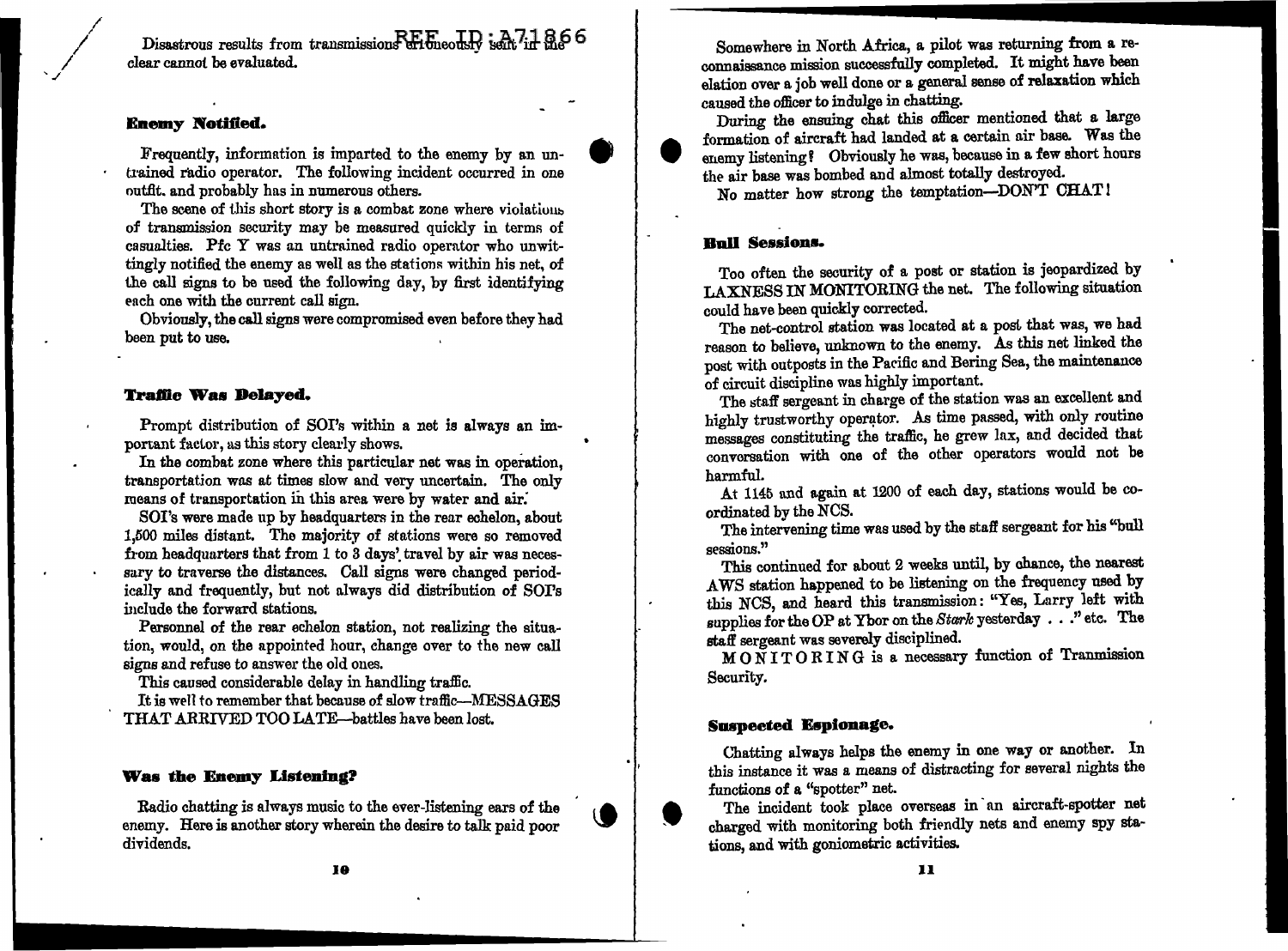Disastrous results from transmissions erroneously sent in the clear cannot be evaluated.

### Enemy Notified.

Frequently, information is imparted to the enemy by an untrained radio operator. The following incident occurred in one outfit, and probably has in numerous others.

The scene of this short story is a combat zone where violations of transmission security may be measured quickly in terms of casualties. Pfc Y was an untrained radio operator who unwittingly notified the enemy as well as the stations within his net, of the call signs to be used the following day, by first identifying each one with the current call sign.

Obviously, the call signs were compromised even before they had been put to use.

### Traffic Was Delayed.

Prompt distribution of SOI's within a net is always an important factor, as this story clearly shows.

In the combat zone where this particular net was in operation, transportation was at times slow and very uncertain. The only means of transportation in this area were by water and air.

SOI's were made up by headquarters in the rear echelon, about 1,500 miles distant. The majority of stations were so removed from headquarters that from 1 to 3 days' travel by air was necessary to traverse the distances. Call signs were changed periodically and frequently, but not always did distribution of SOI's include the forward stations.

Personnel of the rear echelon station, not realizing the situation, would, on the appointed hour, change over to the new call signs and refuse to answer the old ones.

This caused considerable delay in handling traffic.

It is well to remember that because of slow traffic—MESSAGES THAT ARRIVED TOO LATE—battles have been lost.

### Was the Enemy Listening?

Radio chatting is always music to the ever-listening ears of the enemy. Here is another story wherein the desire to talk paid poor dividends.

Somewhere in North Africa, a pilot was returning from a reconnaissance mission successfully completed. It might have been elation over a job well done or a general sense of relaxation which caused the officer to indulge in chatting.

During the ensuing chat this officer mentioned that a large formation of aircraft had landed at a certain air base. Was the enemy listening? Obviously he was, because in a few short hours the air base was bombed and almost totally destroyed.

No matter how strong the temptation—DON'T CHAT!

### Bull Sessions.

Too often the security of a post or station is jeopardized by LAXNESS IN MONITORING the net. The following situation could have been quickly corrected.

The net-control station was located at a post that was, we had reason to believe, unknown to the enemy. As this net linked the post with outposts in the Pacific and Bering Sea, the maintenance of circuit discipline was highly important.

The staff sergeant in charge of the station was an excellent and highly trustworthy operator. As time passed, with only routine messages constituting the traffic, he grew lax, and decided that conversation with one of the other operators would not be harmful.

At 1145 and again at 1200 of each day, stations would be coordinated by the NCS.

The intervening time was used by the staff sergeant for his "bull sessions."

This continued for about 2 weeks until, by chance, the nearest AWS station happened to be listening on the frequency used by this NCS, and heard this transmission: "Yes, Larry left with supplies for the OP at Ybor on the *Stark* yesterday . . ." etc. The staff sergeant was severely disciplined.

MONITORING is a necessary function of Tranmission Security.

### Suspected Espionage.

Chatting always helps the enemy in one way or another. In this instance it was a means of distracting for several nights the functions of a "spotter" net.

The incident took place overseas in an aircraft-spotter net charged with monitoring both friendly nets and enemy spy stations, and with goniometric activities.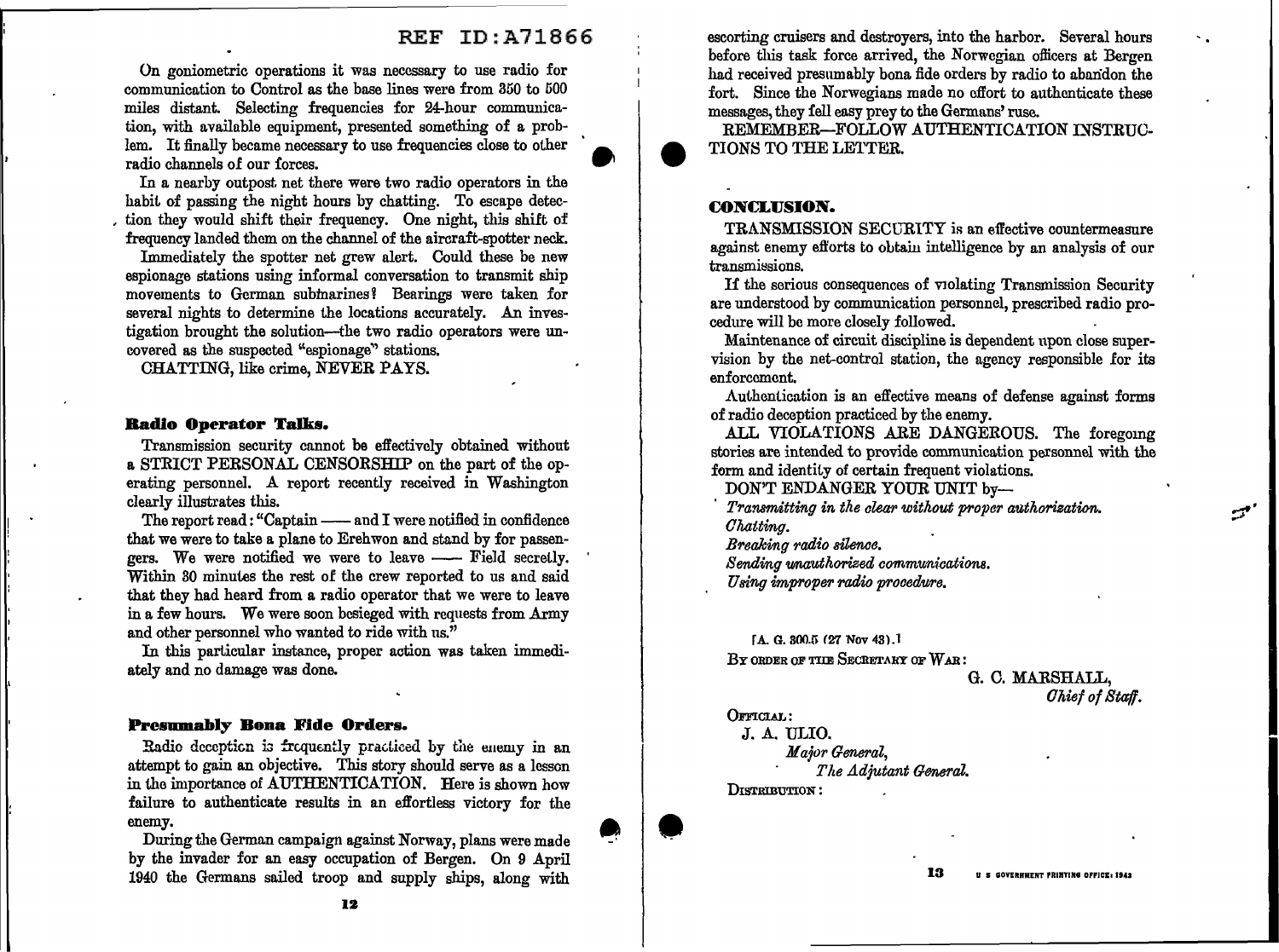On goniometric operations it was necessary to use radio for communication to Control as the base lines were from 350 to 500 miles distant. Selecting frequencies for 24-hour communication, with available equipment, presented something of a problem. It finally became necessary to use frequencies close to other radio channels of our forces.

In a nearby outpost net there were two radio operators in the habit of passing the night hours by chatting. To escape detection they would shift their frequency. One night, this shift of frequency landed them on the channel of the aircraft-spotter neck.

Immediately the spotter net grew alert. Could these be new espionage stations using informal conversation to transmit ship movements to German submarines? Bearings were taken for several nights to determine the locations accurately. An investigation brought the solution—the two radio operators were uncovered as the suspected "espionage" stations.

CHATTING, like crime, NEVER PAYS.

### Radio Operator Talks.

Transmission security cannot be effectively obtained without a STRICT PERSONAL CENSORSHIP on the part of the operating personnel. A report recently received in Washington clearly illustrates this.

The report read: "Captain —— and I were notified in confidence that we were to take a plane to Erehwon and stand by for passengers. We were notified we were to leave —— Field secretly. Within 30 minutes the rest of the crew reported to us and said that they had heard from a radio operator that we were to leave in a few hours. We were soon besieged with requests from Army and other personnel who wanted to ride with us."

In this particular instance, proper action was taken immediately and no damage was done.

### Presumably Bona Fide Orders.

Radio deception is frequently practiced by the enemy in an attempt to gain an objective. This story should serve as a lesson in the importance of AUTHENTICATION. Here is shown how failure to authenticate results in an effortless victory for the enemy.

During the German campaign against Norway, plans were made by the invader for an easy occupation of Bergen. On 9 April 1940 the Germans sailed troop and supply ships, along with escorting cruisers and destroyers, into the harbor. Several hours before this task force arrived, the Norwegian officers at Bergen had received presumably bona fide orders by radio to abandon the fort. Since the Norwegians made no effort to authenticate these messages, they fell easy prey to the Germans' ruse.

REMEMBER—FOLLOW AUTHENTICATION INSTRUCTIONS TO THE LETTER.

### CONCLUSION.

TRANSMISSION SECURITY is an effective countermeasure against enemy efforts to obtain intelligence by an analysis of our transmissions.

If the serious consequences of violating Transmission Security are understood by communication personnel, prescribed radio procedure will be more closely followed.

Maintenance of circuit discipline is dependent upon close supervision by the net-control station, the agency responsible for its enforcement.

Authentication is an effective means of defense against forms of radio deception practiced by the enemy.

ALL VIOLATIONS ARE DANGEROUS. The foregoing stories are intended to provide communication personnel with the form and identity of certain frequent violations.

DON'T ENDANGER YOUR UNIT by—

*Transmitting in the clear without proper authorization.*
*Chatting.*
*Breaking radio silence.*
*Sending unauthorized communications.*
*Using improper radio procedure.*

[A. G. 300.5 (27 Nov 43).]

BY ORDER OF THE SECRETARY OF WAR:

G. C. MARSHALL,
*Chief of Staff.*

OFFICIAL:

J. A. ULIO.
*Major General,*
*The Adjutant General.*

DISTRIBUTION:

U S GOVERNMENT PRINTING OFFICE: 1943